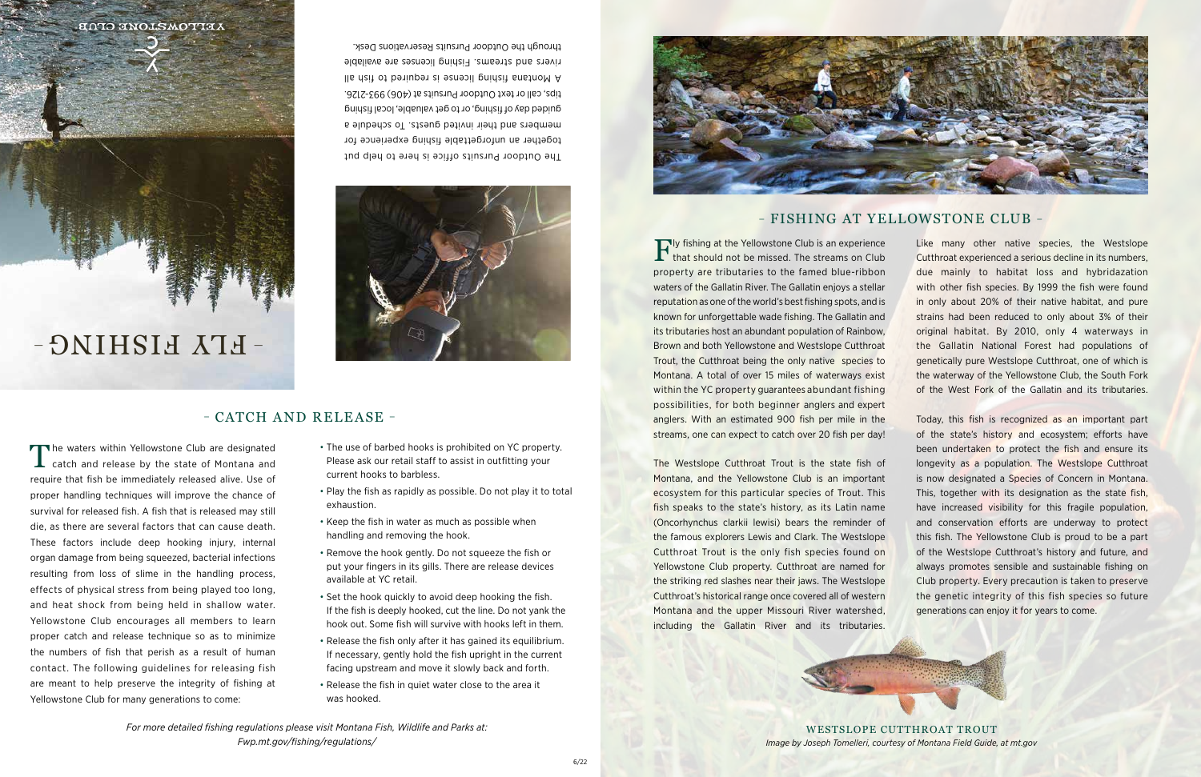# - FLY FISHING -

YELLOWSTONE CLUB

The Outdoor Pursuits office is here to help put together an unforgettable fishing experience for members and their invited guests. To schedule a guided day of fishing, or to get valuable, local fishing tips, call or text Outdoor Pursuits at (406) 993-2126.

A Montana fishing license is required to fish all rivers and streams. Fishing licenses are available through the Outdoor Pursuits Reservations Desk.

## - CATCH AND RELEASE -

The waters within Yellowstone Club are designated catch and release by the state of Montana and require that fish be immediately released alive. Use of proper handling techniques will improve the chance of survival for released fish. A fish that is released may still die, as there are several factors that can cause death. These factors include deep hooking injury, internal organ damage from being squeezed, bacterial infections resulting from loss of slime in the handling process, effects of physical stress from being played too long, and heat shock from being held in shallow water. Yellowstone Club encourages all members to learn proper catch and release technique so as to minimize the numbers of fish that perish as a result of human contact. The following guidelines for releasing fish are meant to help preserve the integrity of fishing at Yellowstone Club for many generations to come:

- The use of barbed hooks is prohibited on YC property. Please ask our retail staff to assist in outfitting your current hooks to barbless.
- Play the fish as rapidly as possible. Do not play it to total exhaustion.
- Keep the fish in water as much as possible when handling and removing the hook.
- Remove the hook gently. Do not squeeze the fish or put your fingers in its gills. There are release devices available at YC retail.
- Set the hook quickly to avoid deep hooking the fish. If the fish is deeply hooked, cut the line. Do not yank the hook out. Some fish will survive with hooks left in them.
- Release the fish only after it has gained its equilibrium. If necessary, gently hold the fish upright in the current facing upstream and move it slowly back and forth.
- Release the fish in quiet water close to the area it was hooked.

*For more detailed fishing regulations please visit Montana Fish, Wildlife and Parks at: Fwp.mt.gov/fishing/regulations/*

## - FISHING AT YELLOWSTONE CLUB -

Fly fishing at the Yellowstone Club is an experience that should not be missed. The streams on Club property are tributaries to the famed blue-ribbon waters of the Gallatin River. The Gallatin enjoys a stellar reputation as one of the world's best fishing spots, and is known for unforgettable wade fishing. The Gallatin and its tributaries host an abundant population of Rainbow, Brown and both Yellowstone and Westslope Cutthroat Trout, the Cutthroat being the only native species to Montana. A total of over 15 miles of waterways exist within the YC property guarantees abundant fishing possibilities, for both beginner anglers and expert anglers. With an estimated 900 fish per mile in the streams, one can expect to catch over 20 fish per day!

The Westslope Cutthroat Trout is the state fish of Montana, and the Yellowstone Club is an important ecosystem for this particular species of Trout. This fish speaks to the state's history, as its Latin name (Oncorhynchus clarkii lewisi) bears the reminder of the famous explorers Lewis and Clark. The Westslope Cutthroat Trout is the only fish species found on Yellowstone Club property. Cutthroat are named for the striking red slashes near their jaws. The Westslope Cutthroat's historical range once covered all of western Montana and the upper Missouri River watershed, including the Gallatin River and its tributaries.

Like many other native species, the Westslope Cutthroat experienced a serious decline in its numbers, due mainly to habitat loss and hybridazation with other fish species. By 1999 the fish were found in only about 20% of their native habitat, and pure strains had been reduced to only about 3% of their original habitat. By 2010, only 4 waterways in the Gallatin National Forest had populations of genetically pure Westslope Cutthroat, one of which is the waterway of the Yellowstone Club, the South Fork of the West Fork of the Gallatin and its tributaries.

Today, this fish is recognized as an important part of the state's history and ecosystem; efforts have been undertaken to protect the fish and ensure its longevity as a population. The Westslope Cutthroat is now designated a Species of Concern in Montana. This, together with its designation as the state fish, have increased visibility for this fragile population, and conservation efforts are underway to protect this fish. The Yellowstone Club is proud to be a part of the Westslope Cutthroat's history and future, and always promotes sensible and sustainable fishing on Club property. Every precaution is taken to preserve the genetic integrity of this fish species so future generations can enjoy it for years to come.

WESTSLOPE CUTTHROAT TROUT

*Image by Joseph Tomelleri, courtesy of Montana Field Guide, at mt.gov*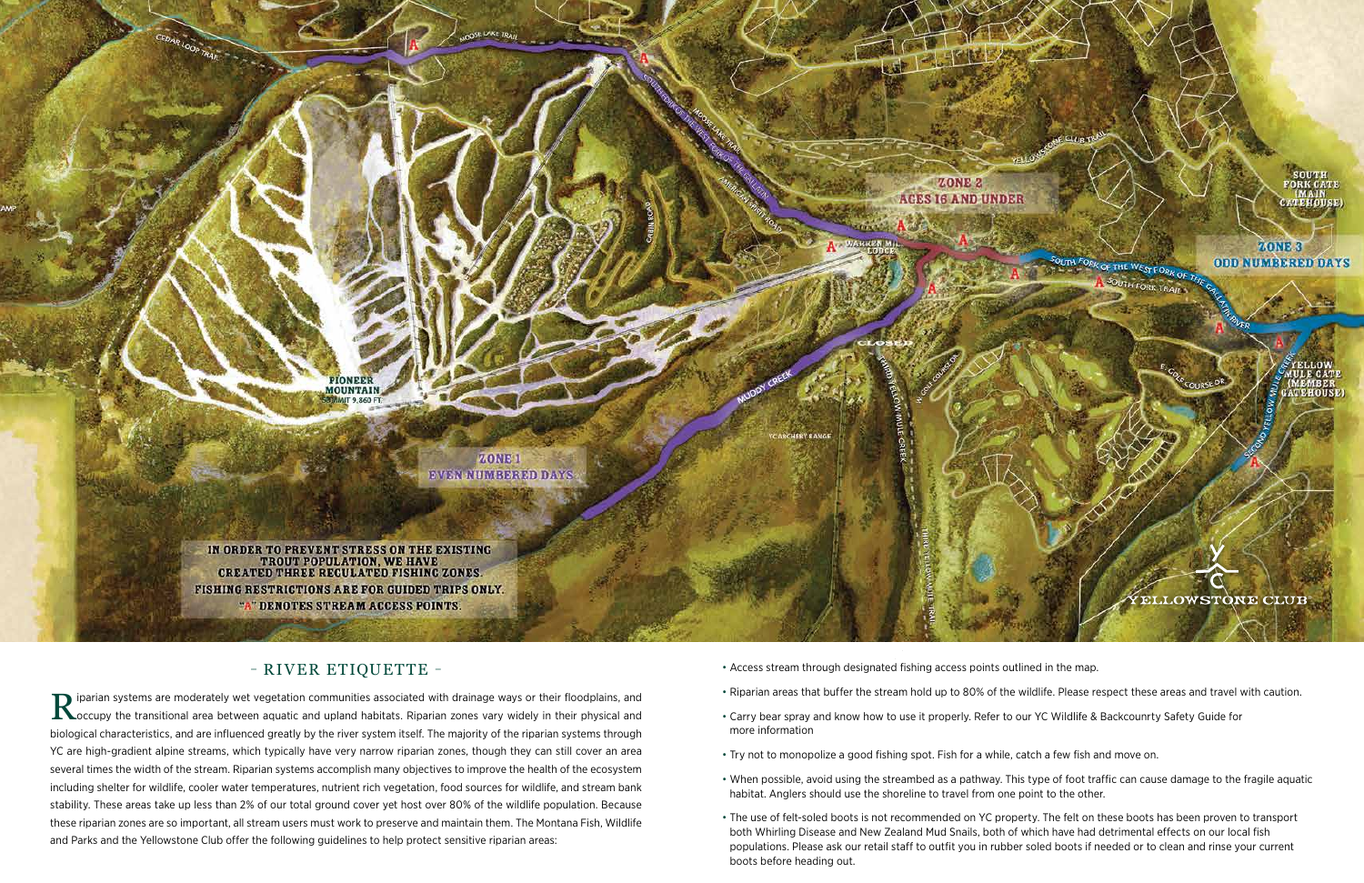ZONE 2
AGES 16 AND UNDER

ZONE 3
ODD NUMBERED DAYS

ZONE 1
EVEN NUMBERED DAYS

IN ORDER TO PREVENT STRESS ON THE EXISTING TROUT POPULATION, WE HAVE CREATED THREE REGULATED FISHING ZONES. FISHING RESTRICTIONS ARE FOR GUIDED TRIPS ONLY.
"A" DENOTES STREAM ACCESS POINTS.

PIONEER MOUNTAIN
SUMMIT 9,860 FT

WARREN MILLER LODGE

SOUTH FORK GATE (MAIN GATEHOUSE)

YELLOW MULE GATE (MEMBER GATEHOUSE)

YELLOWSTONE CLUB

## – RIVER ETIQUETTE –

Riparian systems are moderately wet vegetation communities associated with drainage ways or their floodplains, and occupy the transitional area between aquatic and upland habitats. Riparian zones vary widely in their physical and biological characteristics, and are influenced greatly by the river system itself. The majority of the riparian systems through YC are high-gradient alpine streams, which typically have very narrow riparian zones, though they can still cover an area several times the width of the stream. Riparian systems accomplish many objectives to improve the health of the ecosystem including shelter for wildlife, cooler water temperatures, nutrient rich vegetation, food sources for wildlife, and stream bank stability. These areas take up less than 2% of our total ground cover yet host over 80% of the wildlife population. Because these riparian zones are so important, all stream users must work to preserve and maintain them. The Montana Fish, Wildlife and Parks and the Yellowstone Club offer the following guidelines to help protect sensitive riparian areas:

- Access stream through designated fishing access points outlined in the map.
- Riparian areas that buffer the stream hold up to 80% of the wildlife. Please respect these areas and travel with caution.
- Carry bear spray and know how to use it properly. Refer to our YC Wildlife & Backcounrty Safety Guide for more information
- Try not to monopolize a good fishing spot. Fish for a while, catch a few fish and move on.
- When possible, avoid using the streambed as a pathway. This type of foot traffic can cause damage to the fragile aquatic habitat. Anglers should use the shoreline to travel from one point to the other.
- The use of felt-soled boots is not recommended on YC property. The felt on these boots has been proven to transport both Whirling Disease and New Zealand Mud Snails, both of which have had detrimental effects on our local fish populations. Please ask our retail staff to outfit you in rubber soled boots if needed or to clean and rinse your current boots before heading out.